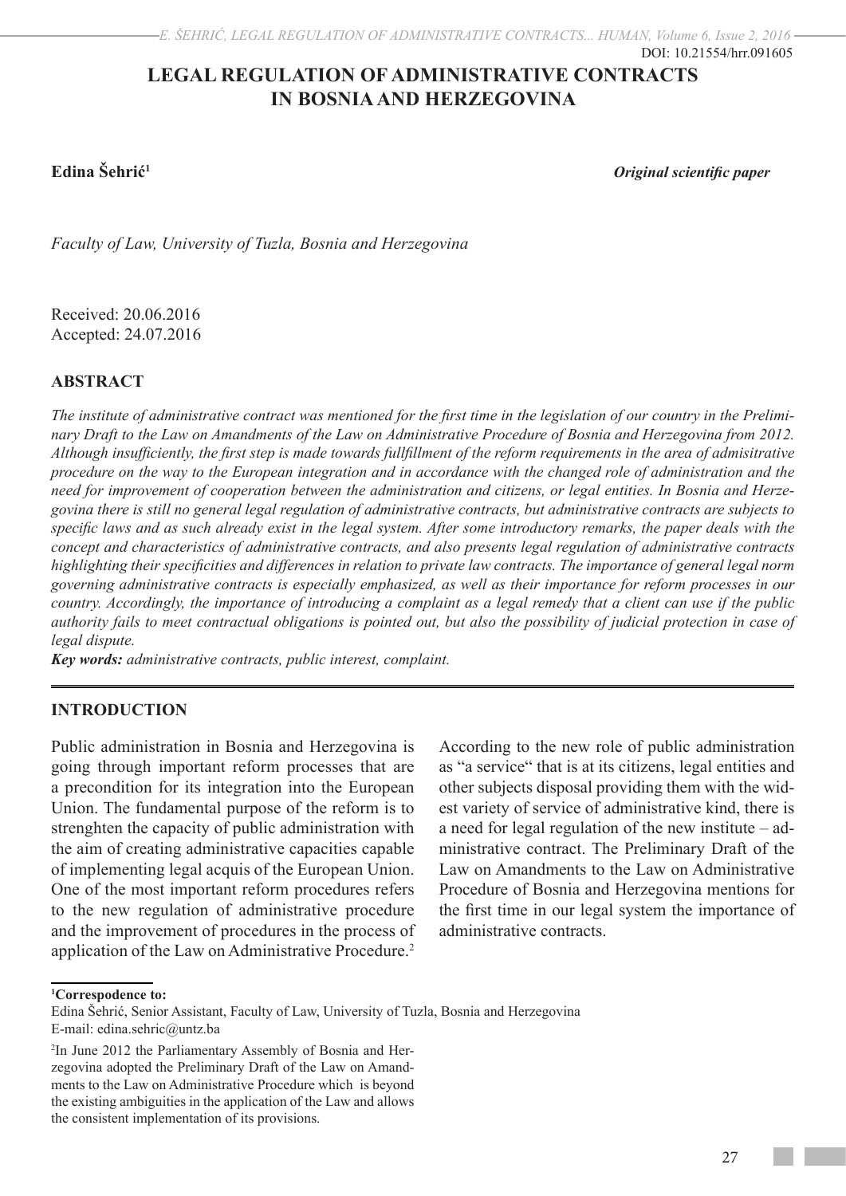DOI: 10.21554/hrr.091605

# LEGAL REGULATION OF ADMINISTRATIVE CONTRACTS IN BOSNIA AND HERZEGOVINA

**Edina Šehrić**[1]

***Original scientific paper***

*Faculty of Law, University of Tuzla, Bosnia and Herzegovina*

Received: 20.06.2016
Accepted: 24.07.2016

## ABSTRACT

*The institute of administrative contract was mentioned for the first time in the legislation of our country in the Preliminary Draft to the Law on Amendments of the Law on Administrative Procedure of Bosnia and Herzegovina from 2012. Although insufficiently, the first step is made towards fullfillment of the reform requirements in the area of admisitrative procedure on the way to the European integration and in accordance with the changed role of administration and the need for improvement of cooperation between the administration and citizens, or legal entities. In Bosnia and Herzegovina there is still no general legal regulation of administrative contracts, but administrative contracts are subjects to specific laws and as such already exist in the legal system. After some introductory remarks, the paper deals with the concept and characteristics of administrative contracts, and also presents legal regulation of administrative contracts highlighting their specificities and differences in relation to private law contracts. The importance of general legal norm governing administrative contracts is especially emphasized, as well as their importance for reform processes in our country. Accordingly, the importance of introducing a complaint as a legal remedy that a client can use if the public authority fails to meet contractual obligations is pointed out, but also the possibility of judicial protection in case of legal dispute.*

***Key words:*** *administrative contracts, public interest, complaint.*

## INTRODUCTION

Public administration in Bosnia and Herzegovina is going through important reform processes that are a precondition for its integration into the European Union. The fundamental purpose of the reform is to strenghten the capacity of public administration with the aim of creating administrative capacities capable of implementing legal acquis of the European Union. One of the most important reform procedures refers to the new regulation of administrative procedure and the improvement of procedures in the process of application of the Law on Administrative Procedure.[2]

According to the new role of public administration as "a service" that is at its citizens, legal entities and other subjects disposal providing them with the widest variety of service of administrative kind, there is a need for legal regulation of the new institute – administrative contract. The Preliminary Draft of the Law on Amendments to the Law on Administrative Procedure of Bosnia and Herzegovina mentions for the first time in our legal system the importance of administrative contracts.

---

[1]**Correspodence to:**
Edina Šehrić, Senior Assistant, Faculty of Law, University of Tuzla, Bosnia and Herzegovina
E-mail: edina.sehric@untz.ba

[2]In June 2012 the Parliamentary Assembly of Bosnia and Herzegovina adopted the Preliminary Draft of the Law on Amendments to the Law on Administrative Procedure which is beyond the existing ambiguities in the application of the Law and allows the consistent implementation of its provisions.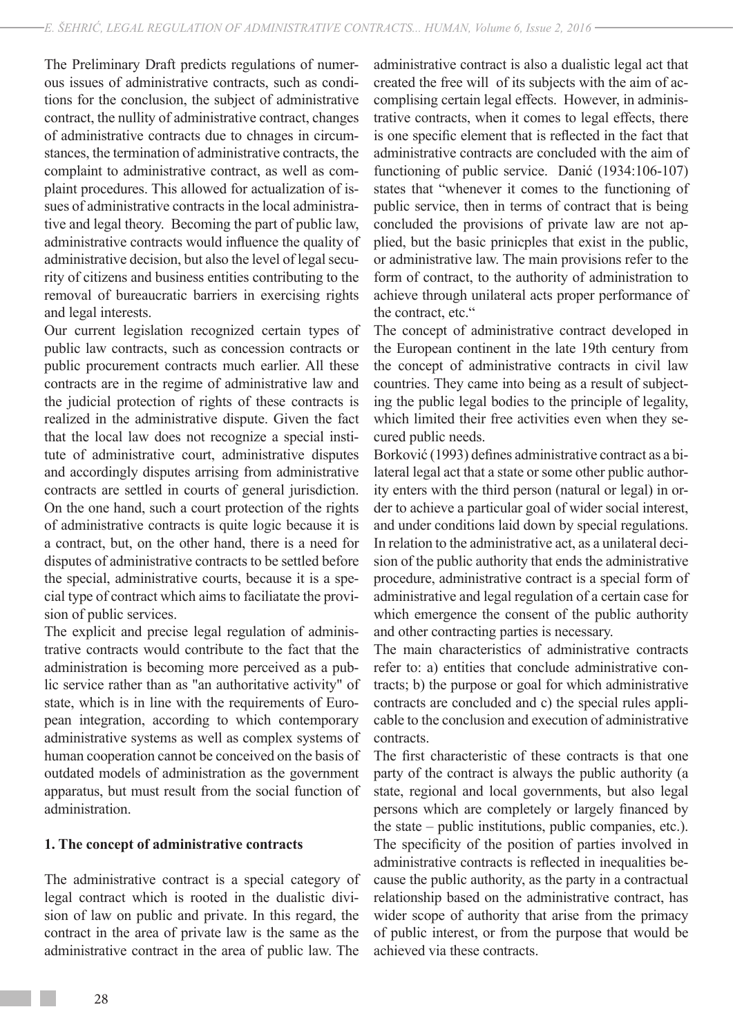The Preliminary Draft predicts regulations of numerous issues of administrative contracts, such as conditions for the conclusion, the subject of administrative contract, the nullity of administrative contract, changes of administrative contracts due to chnages in circumstances, the termination of administrative contracts, the complaint to administrative contract, as well as complaint procedures. This allowed for actualization of issues of administrative contracts in the local administrative and legal theory. Becoming the part of public law, administrative contracts would influence the quality of administrative decision, but also the level of legal security of citizens and business entities contributing to the removal of bureaucratic barriers in exercising rights and legal interests.

Our current legislation recognized certain types of public law contracts, such as concession contracts or public procurement contracts much earlier. All these contracts are in the regime of administrative law and the judicial protection of rights of these contracts is realized in the administrative dispute. Given the fact that the local law does not recognize a special institute of administrative court, administrative disputes and accordingly disputes arrising from administrative contracts are settled in courts of general jurisdiction. On the one hand, such a court protection of the rights of administrative contracts is quite logic because it is a contract, but, on the other hand, there is a need for disputes of administrative contracts to be settled before the special, administrative courts, because it is a special type of contract which aims to faciliatate the provision of public services.

The explicit and precise legal regulation of administrative contracts would contribute to the fact that the administration is becoming more perceived as a public service rather than as "an authoritative activity" of state, which is in line with the requirements of European integration, according to which contemporary administrative systems as well as complex systems of human cooperation cannot be conceived on the basis of outdated models of administration as the government apparatus, but must result from the social function of administration.

## 1. The concept of administrative contracts

The administrative contract is a special category of legal contract which is rooted in the dualistic division of law on public and private. In this regard, the contract in the area of private law is the same as the administrative contract in the area of public law. The administrative contract is also a dualistic legal act that created the free will of its subjects with the aim of accomplising certain legal effects. However, in administrative contracts, when it comes to legal effects, there is one specific element that is reflected in the fact that administrative contracts are concluded with the aim of functioning of public service. Danić (1934:106-107) states that "whenever it comes to the functioning of public service, then in terms of contract that is being concluded the provisions of private law are not applied, but the basic prinicples that exist in the public, or administrative law. The main provisions refer to the form of contract, to the authority of administration to achieve through unilateral acts proper performance of the contract, etc."

The concept of administrative contract developed in the European continent in the late 19th century from the concept of administrative contracts in civil law countries. They came into being as a result of subjecting the public legal bodies to the principle of legality, which limited their free activities even when they secured public needs.

Borković (1993) defines administrative contract as a bilateral legal act that a state or some other public authority enters with the third person (natural or legal) in order to achieve a particular goal of wider social interest, and under conditions laid down by special regulations. In relation to the administrative act, as a unilateral decision of the public authority that ends the administrative procedure, administrative contract is a special form of administrative and legal regulation of a certain case for which emergence the consent of the public authority and other contracting parties is necessary.

The main characteristics of administrative contracts refer to: a) entities that conclude administrative contracts; b) the purpose or goal for which administrative contracts are concluded and c) the special rules applicable to the conclusion and execution of administrative contracts.

The first characteristic of these contracts is that one party of the contract is always the public authority (a state, regional and local governments, but also legal persons which are completely or largely financed by the state – public institutions, public companies, etc.). The specificity of the position of parties involved in administrative contracts is reflected in inequalities because the public authority, as the party in a contractual relationship based on the administrative contract, has wider scope of authority that arise from the primacy of public interest, or from the purpose that would be achieved via these contracts.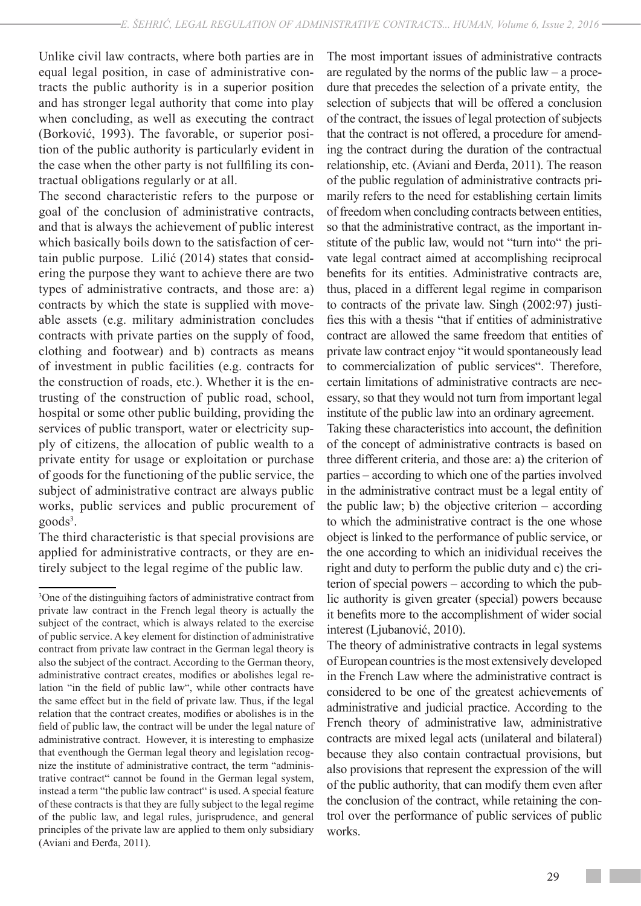Unlike civil law contracts, where both parties are in equal legal position, in case of administrative contracts the public authority is in a superior position and has stronger legal authority that come into play when concluding, as well as executing the contract (Borković, 1993). The favorable, or superior position of the public authority is particularly evident in the case when the other party is not fullfiling its contractual obligations regularly or at all.

The second characteristic refers to the purpose or goal of the conclusion of administrative contracts, and that is always the achievement of public interest which basically boils down to the satisfaction of certain public purpose. Lilić (2014) states that considering the purpose they want to achieve there are two types of administrative contracts, and those are: a) contracts by which the state is supplied with moveable assets (e.g. military administration concludes contracts with private parties on the supply of food, clothing and footwear) and b) contracts as means of investment in public facilities (e.g. contracts for the construction of roads, etc.). Whether it is the entrusting of the construction of public road, school, hospital or some other public building, providing the services of public transport, water or electricity supply of citizens, the allocation of public wealth to a private entity for usage or exploitation or purchase of goods for the functioning of the public service, the subject of administrative contract are always public works, public services and public procurement of goods[3].

The third characteristic is that special provisions are applied for administrative contracts, or they are entirely subject to the legal regime of the public law.

The most important issues of administrative contracts are regulated by the norms of the public law – a procedure that precedes the selection of a private entity, the selection of subjects that will be offered a conclusion of the contract, the issues of legal protection of subjects that the contract is not offered, a procedure for amending the contract during the duration of the contractual relationship, etc. (Aviani and Đerđa, 2011). The reason of the public regulation of administrative contracts primarily refers to the need for establishing certain limits of freedom when concluding contracts between entities, so that the administrative contract, as the important institute of the public law, would not "turn into" the private legal contract aimed at accomplishing reciprocal benefits for its entities. Administrative contracts are, thus, placed in a different legal regime in comparison to contracts of the private law. Singh (2002:97) justifies this with a thesis "that if entities of administrative contract are allowed the same freedom that entities of private law contract enjoy "it would spontaneously lead to commercialization of public services". Therefore, certain limitations of administrative contracts are necessary, so that they would not turn from important legal institute of the public law into an ordinary agreement.

Taking these characteristics into account, the definition of the concept of administrative contracts is based on three different criteria, and those are: a) the criterion of parties – according to which one of the parties involved in the administrative contract must be a legal entity of the public law; b) the objective criterion – according to which the administrative contract is the one whose object is linked to the performance of public service, or the one according to which an inidividual receives the right and duty to perform the public duty and c) the criterion of special powers – according to which the public authority is given greater (special) powers because it benefits more to the accomplishment of wider social interest (Ljubanović, 2010).

The theory of administrative contracts in legal systems of European countries is the most extensively developed in the French Law where the administrative contract is considered to be one of the greatest achievements of administrative and judicial practice. According to the French theory of administrative law, administrative contracts are mixed legal acts (unilateral and bilateral) because they also contain contractual provisions, but also provisions that represent the expression of the will of the public authority, that can modify them even after the conclusion of the contract, while retaining the control over the performance of public services of public works.

---

[3]One of the distinguihing factors of administrative contract from private law contract in the French legal theory is actually the subject of the contract, which is always related to the exercise of public service. A key element for distinction of administrative contract from private law contract in the German legal theory is also the subject of the contract. According to the German theory, administrative contract creates, modifies or abolishes legal relation "in the field of public law", while other contracts have the same effect but in the field of private law. Thus, if the legal relation that the contract creates, modifies or abolishes is in the field of public law, the contract will be under the legal nature of administrative contract. However, it is interesting to emphasize that eventhough the German legal theory and legislation recognize the institute of administrative contract, the term "administrative contract" cannot be found in the German legal system, instead a term "the public law contract" is used. A special feature of these contracts is that they are fully subject to the legal regime of the public law, and legal rules, jurisprudence, and general principles of the private law are applied to them only subsidiary (Aviani and Đerđa, 2011).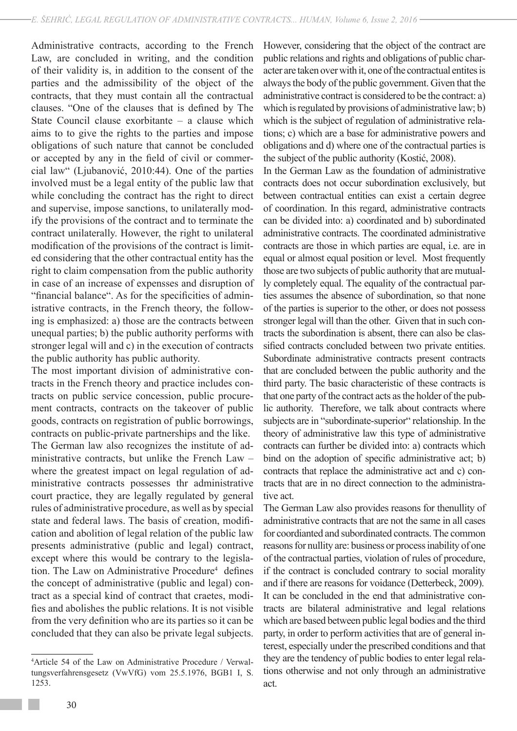Administrative contracts, according to the French Law, are concluded in writing, and the condition of their validity is, in addition to the consent of the parties and the admissibility of the object of the contracts, that they must contain all the contractual clauses. "One of the clauses that is defined by The State Council clause exorbitante – a clause which aims to to give the rights to the parties and impose obligations of such nature that cannot be concluded or accepted by any in the field of civil or commercial law" (Ljubanović, 2010:44). One of the parties involved must be a legal entity of the public law that while concluding the contract has the right to direct and supervise, impose sanctions, to unilaterally modify the provisions of the contract and to terminate the contract unilaterally. However, the right to unilateral modification of the provisions of the contract is limited considering that the other contractual entity has the right to claim compensation from the public authority in case of an increase of expensses and disruption of "financial balance". As for the specificities of administrative contracts, in the French theory, the following is emphasized: a) those are the contracts between unequal parties; b) the public authority performs with stronger legal will and c) in the execution of contracts the public authority has public authority.

The most important division of administrative contracts in the French theory and practice includes contracts on public service concession, public procurement contracts, contracts on the takeover of public goods, contracts on registration of public borrowings, contracts on public-private partnerships and the like.

The German law also recognizes the institute of administrative contracts, but unlike the French Law – where the greatest impact on legal regulation of administrative contracts possesses thr administrative court practice, they are legally regulated by general rules of administrative procedure, as well as by special state and federal laws. The basis of creation, modification and abolition of legal relation of the public law presents administrative (public and legal) contract, except where this would be contrary to the legislation. The Law on Administrative Procedure[4] defines the concept of administrative (public and legal) contract as a special kind of contract that craetes, modifies and abolishes the public relations. It is not visible from the very definition who are its parties so it can be concluded that they can also be private legal subjects. However, considering that the object of the contract are public relations and rights and obligations of public character are taken over with it, one of the contractual entites is always the body of the public government. Given that the administrative contract is considered to be the contract: a) which is regulated by provisions of administrative law; b) which is the subject of regulation of administrative relations; c) which are a base for administrative powers and obligations and d) where one of the contractual parties is the subject of the public authority (Kostić, 2008).

In the German Law as the foundation of administrative contracts does not occur subordination exclusively, but between contractual entities can exist a certain degree of coordination. In this regard, administrative contracts can be divided into: a) coordinated and b) subordinated administrative contracts. The coordinated administrative contracts are those in which parties are equal, i.e. are in equal or almost equal position or level. Most frequently those are two subjects of public authority that are mutually completely equal. The equality of the contractual parties assumes the absence of subordination, so that none of the parties is superior to the other, or does not possess stronger legal will than the other. Given that in such contracts the subordination is absent, there can also be classified contracts concluded between two private entities. Subordinate administrative contracts present contracts that are concluded between the public authority and the third party. The basic characteristic of these contracts is that one party of the contract acts as the holder of the public authority. Therefore, we talk about contracts where subjects are in "subordinate-superior" relationship. In the theory of administrative law this type of administrative contracts can further be divided into: a) contracts which bind on the adoption of specific administrative act; b) contracts that replace the administrative act and c) contracts that are in no direct connection to the administrative act.

The German Law also provides reasons for thenullity of administrative contracts that are not the same in all cases for coordianted and subordinated contracts. The common reasons for nullity are: business or process inability of one of the contractual parties, violation of rules of procedure, if the contract is concluded contrary to social morality and if there are reasons for voidance (Detterbeck, 2009).

It can be concluded in the end that administrative contracts are bilateral administrative and legal relations which are based between public legal bodies and the third party, in order to perform activities that are of general interest, especially under the prescribed conditions and that they are the tendency of public bodies to enter legal relations otherwise and not only through an administrative act.

---

[4] Article 54 of the Law on Administrative Procedure / Verwaltungsverfahrensgesetz (VwVfG) vom 25.5.1976, BGB1 I, S. 1253.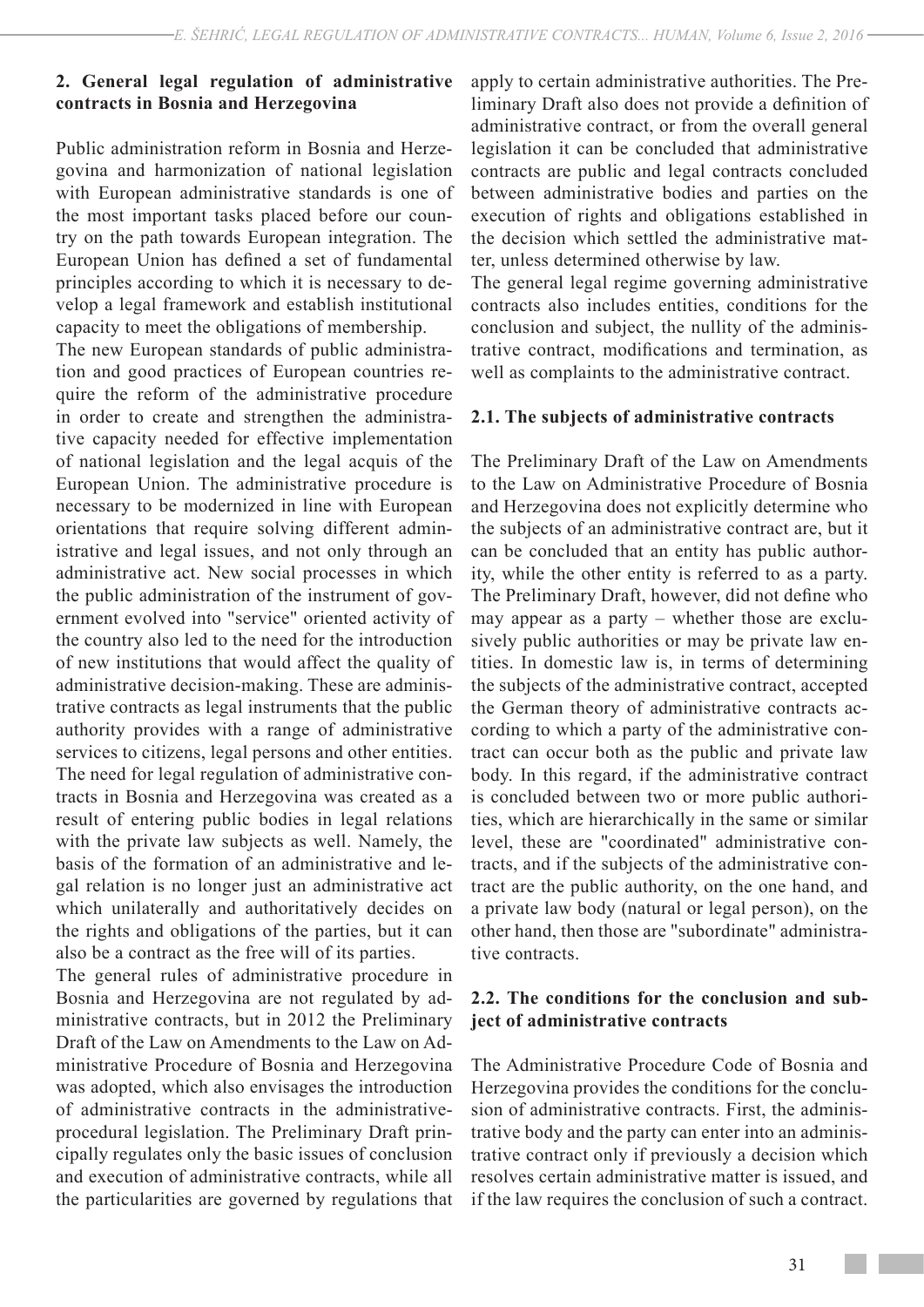## 2. General legal regulation of administrative contracts in Bosnia and Herzegovina

Public administration reform in Bosnia and Herzegovina and harmonization of national legislation with European administrative standards is one of the most important tasks placed before our country on the path towards European integration. The European Union has defined a set of fundamental principles according to which it is necessary to develop a legal framework and establish institutional capacity to meet the obligations of membership.

The new European standards of public administration and good practices of European countries require the reform of the administrative procedure in order to create and strengthen the administrative capacity needed for effective implementation of national legislation and the legal acquis of the European Union. The administrative procedure is necessary to be modernized in line with European orientations that require solving different administrative and legal issues, and not only through an administrative act. New social processes in which the public administration of the instrument of government evolved into "service" oriented activity of the country also led to the need for the introduction of new institutions that would affect the quality of administrative decision-making. These are administrative contracts as legal instruments that the public authority provides with a range of administrative services to citizens, legal persons and other entities. The need for legal regulation of administrative contracts in Bosnia and Herzegovina was created as a result of entering public bodies in legal relations with the private law subjects as well. Namely, the basis of the formation of an administrative and legal relation is no longer just an administrative act which unilaterally and authoritatively decides on the rights and obligations of the parties, but it can also be a contract as the free will of its parties.

The general rules of administrative procedure in Bosnia and Herzegovina are not regulated by administrative contracts, but in 2012 the Preliminary Draft of the Law on Amendments to the Law on Administrative Procedure of Bosnia and Herzegovina was adopted, which also envisages the introduction of administrative contracts in the administrative-procedural legislation. The Preliminary Draft principally regulates only the basic issues of conclusion and execution of administrative contracts, while all the particularities are governed by regulations that apply to certain administrative authorities. The Preliminary Draft also does not provide a definition of administrative contract, or from the overall general legislation it can be concluded that administrative contracts are public and legal contracts concluded between administrative bodies and parties on the execution of rights and obligations established in the decision which settled the administrative matter, unless determined otherwise by law.

The general legal regime governing administrative contracts also includes entities, conditions for the conclusion and subject, the nullity of the administrative contract, modifications and termination, as well as complaints to the administrative contract.

### 2.1. The subjects of administrative contracts

The Preliminary Draft of the Law on Amendments to the Law on Administrative Procedure of Bosnia and Herzegovina does not explicitly determine who the subjects of an administrative contract are, but it can be concluded that an entity has public authority, while the other entity is referred to as a party. The Preliminary Draft, however, did not define who may appear as a party – whether those are exclusively public authorities or may be private law entities. In domestic law is, in terms of determining the subjects of the administrative contract, accepted the German theory of administrative contracts according to which a party of the administrative contract can occur both as the public and private law body. In this regard, if the administrative contract is concluded between two or more public authorities, which are hierarchically in the same or similar level, these are "coordinated" administrative contracts, and if the subjects of the administrative contract are the public authority, on the one hand, and a private law body (natural or legal person), on the other hand, then those are "subordinate" administrative contracts.

### 2.2. The conditions for the conclusion and subject of administrative contracts

The Administrative Procedure Code of Bosnia and Herzegovina provides the conditions for the conclusion of administrative contracts. First, the administrative body and the party can enter into an administrative contract only if previously a decision which resolves certain administrative matter is issued, and if the law requires the conclusion of such a contract.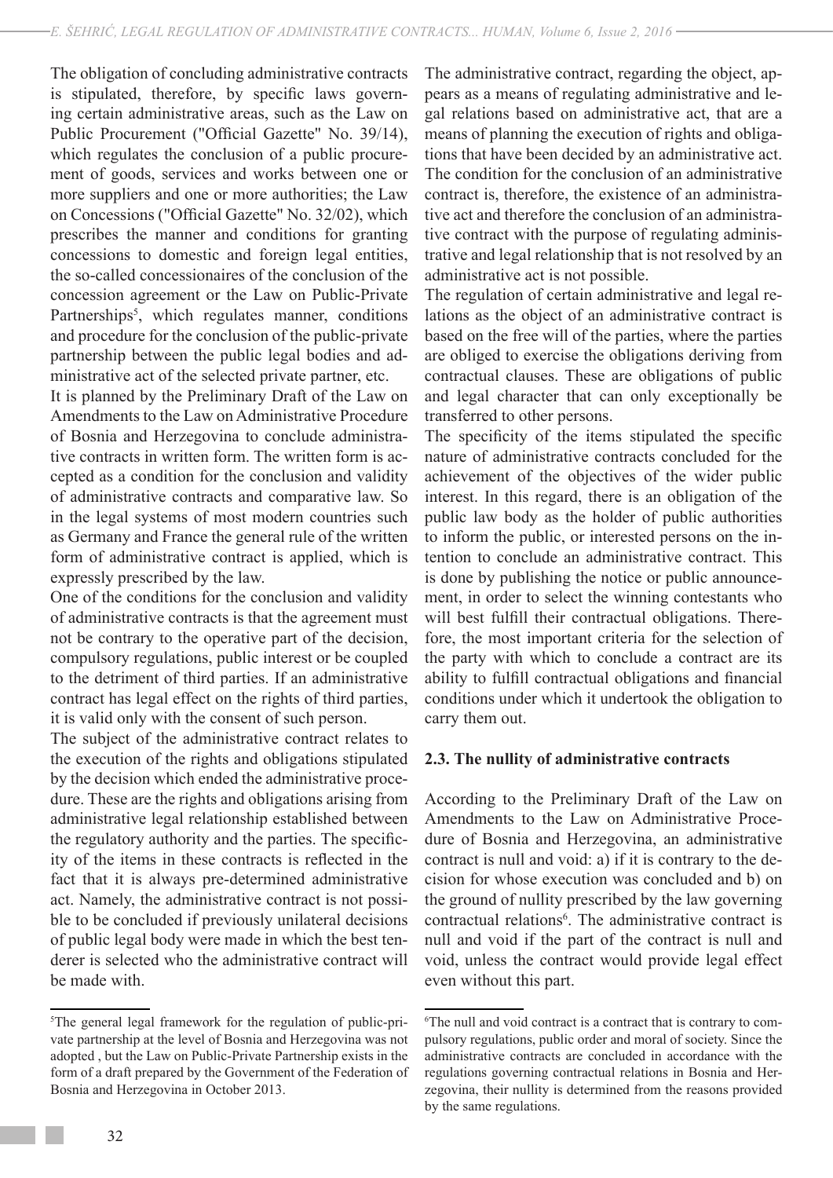The obligation of concluding administrative contracts is stipulated, therefore, by specific laws governing certain administrative areas, such as the Law on Public Procurement ("Official Gazette" No. 39/14), which regulates the conclusion of a public procurement of goods, services and works between one or more suppliers and one or more authorities; the Law on Concessions ("Official Gazette" No. 32/02), which prescribes the manner and conditions for granting concessions to domestic and foreign legal entities, the so-called concessionaires of the conclusion of the concession agreement or the Law on Public-Private Partnerships[5], which regulates manner, conditions and procedure for the conclusion of the public-private partnership between the public legal bodies and administrative act of the selected private partner, etc.

It is planned by the Preliminary Draft of the Law on Amendments to the Law on Administrative Procedure of Bosnia and Herzegovina to conclude administrative contracts in written form. The written form is accepted as a condition for the conclusion and validity of administrative contracts and comparative law. So in the legal systems of most modern countries such as Germany and France the general rule of the written form of administrative contract is applied, which is expressly prescribed by the law.

One of the conditions for the conclusion and validity of administrative contracts is that the agreement must not be contrary to the operative part of the decision, compulsory regulations, public interest or be coupled to the detriment of third parties. If an administrative contract has legal effect on the rights of third parties, it is valid only with the consent of such person.

The subject of the administrative contract relates to the execution of the rights and obligations stipulated by the decision which ended the administrative procedure. These are the rights and obligations arising from administrative legal relationship established between the regulatory authority and the parties. The specificity of the items in these contracts is reflected in the fact that it is always pre-determined administrative act. Namely, the administrative contract is not possible to be concluded if previously unilateral decisions of public legal body were made in which the best tenderer is selected who the administrative contract will be made with.

The administrative contract, regarding the object, appears as a means of regulating administrative and legal relations based on administrative act, that are a means of planning the execution of rights and obligations that have been decided by an administrative act. The condition for the conclusion of an administrative contract is, therefore, the existence of an administrative act and therefore the conclusion of an administrative contract with the purpose of regulating administrative and legal relationship that is not resolved by an administrative act is not possible.

The regulation of certain administrative and legal relations as the object of an administrative contract is based on the free will of the parties, where the parties are obliged to exercise the obligations deriving from contractual clauses. These are obligations of public and legal character that can only exceptionally be transferred to other persons.

The specificity of the items stipulated the specific nature of administrative contracts concluded for the achievement of the objectives of the wider public interest. In this regard, there is an obligation of the public law body as the holder of public authorities to inform the public, or interested persons on the intention to conclude an administrative contract. This is done by publishing the notice or public announcement, in order to select the winning contestants who will best fulfill their contractual obligations. Therefore, the most important criteria for the selection of the party with which to conclude a contract are its ability to fulfill contractual obligations and financial conditions under which it undertook the obligation to carry them out.

### 2.3. The nullity of administrative contracts

According to the Preliminary Draft of the Law on Amendments to the Law on Administrative Procedure of Bosnia and Herzegovina, an administrative contract is null and void: a) if it is contrary to the decision for whose execution was concluded and b) on the ground of nullity prescribed by the law governing contractual relations[6]. The administrative contract is null and void if the part of the contract is null and void, unless the contract would provide legal effect even without this part.

---

[5] The general legal framework for the regulation of public-private partnership at the level of Bosnia and Herzegovina was not adopted , but the Law on Public-Private Partnership exists in the form of a draft prepared by the Government of the Federation of Bosnia and Herzegovina in October 2013.

[6] The null and void contract is a contract that is contrary to compulsory regulations, public order and moral of society. Since the administrative contracts are concluded in accordance with the regulations governing contractual relations in Bosnia and Herzegovina, their nullity is determined from the reasons provided by the same regulations.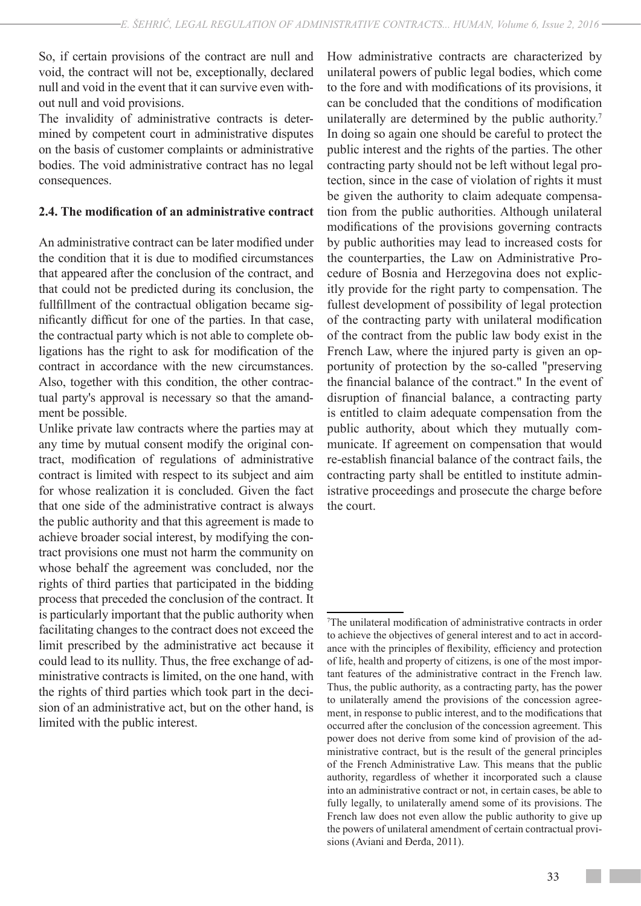So, if certain provisions of the contract are null and void, the contract will not be, exceptionally, declared null and void in the event that it can survive even without null and void provisions.

The invalidity of administrative contracts is determined by competent court in administrative disputes on the basis of customer complaints or administrative bodies. The void administrative contract has no legal consequences.

### 2.4. The modification of an administrative contract

An administrative contract can be later modified under the condition that it is due to modified circumstances that appeared after the conclusion of the contract, and that could not be predicted during its conclusion, the fullfillment of the contractual obligation became significantly difficut for one of the parties. In that case, the contractual party which is not able to complete obligations has the right to ask for modification of the contract in accordance with the new circumstances. Also, together with this condition, the other contractual party's approval is necessary so that the amandment be possible.

Unlike private law contracts where the parties may at any time by mutual consent modify the original contract, modification of regulations of administrative contract is limited with respect to its subject and aim for whose realization it is concluded. Given the fact that one side of the administrative contract is always the public authority and that this agreement is made to achieve broader social interest, by modifying the contract provisions one must not harm the community on whose behalf the agreement was concluded, nor the rights of third parties that participated in the bidding process that preceded the conclusion of the contract. It is particularly important that the public authority when facilitating changes to the contract does not exceed the limit prescribed by the administrative act because it could lead to its nullity. Thus, the free exchange of administrative contracts is limited, on the one hand, with the rights of third parties which took part in the decision of an administrative act, but on the other hand, is limited with the public interest.

How administrative contracts are characterized by unilateral powers of public legal bodies, which come to the fore and with modifications of its provisions, it can be concluded that the conditions of modification unilaterally are determined by the public authority.[7] In doing so again one should be careful to protect the public interest and the rights of the parties. The other contracting party should not be left without legal protection, since in the case of violation of rights it must be given the authority to claim adequate compensation from the public authorities. Although unilateral modifications of the provisions governing contracts by public authorities may lead to increased costs for the counterparties, the Law on Administrative Procedure of Bosnia and Herzegovina does not explicitly provide for the right party to compensation. The fullest development of possibility of legal protection of the contracting party with unilateral modification of the contract from the public law body exist in the French Law, where the injured party is given an opportunity of protection by the so-called "preserving the financial balance of the contract." In the event of disruption of financial balance, a contracting party is entitled to claim adequate compensation from the public authority, about which they mutually communicate. If agreement on compensation that would re-establish financial balance of the contract fails, the contracting party shall be entitled to institute administrative proceedings and prosecute the charge before the court.

[7]The unilateral modification of administrative contracts in order to achieve the objectives of general interest and to act in accordance with the principles of flexibility, efficiency and protection of life, health and property of citizens, is one of the most important features of the administrative contract in the French law. Thus, the public authority, as a contracting party, has the power to unilaterally amend the provisions of the concession agreement, in response to public interest, and to the modifications that occurred after the conclusion of the concession agreement. This power does not derive from some kind of provision of the administrative contract, but is the result of the general principles of the French Administrative Law. This means that the public authority, regardless of whether it incorporated such a clause into an administrative contract or not, in certain cases, be able to fully legally, to unilaterally amend some of its provisions. The French law does not even allow the public authority to give up the powers of unilateral amendment of certain contractual provisions (Aviani and Đerđa, 2011).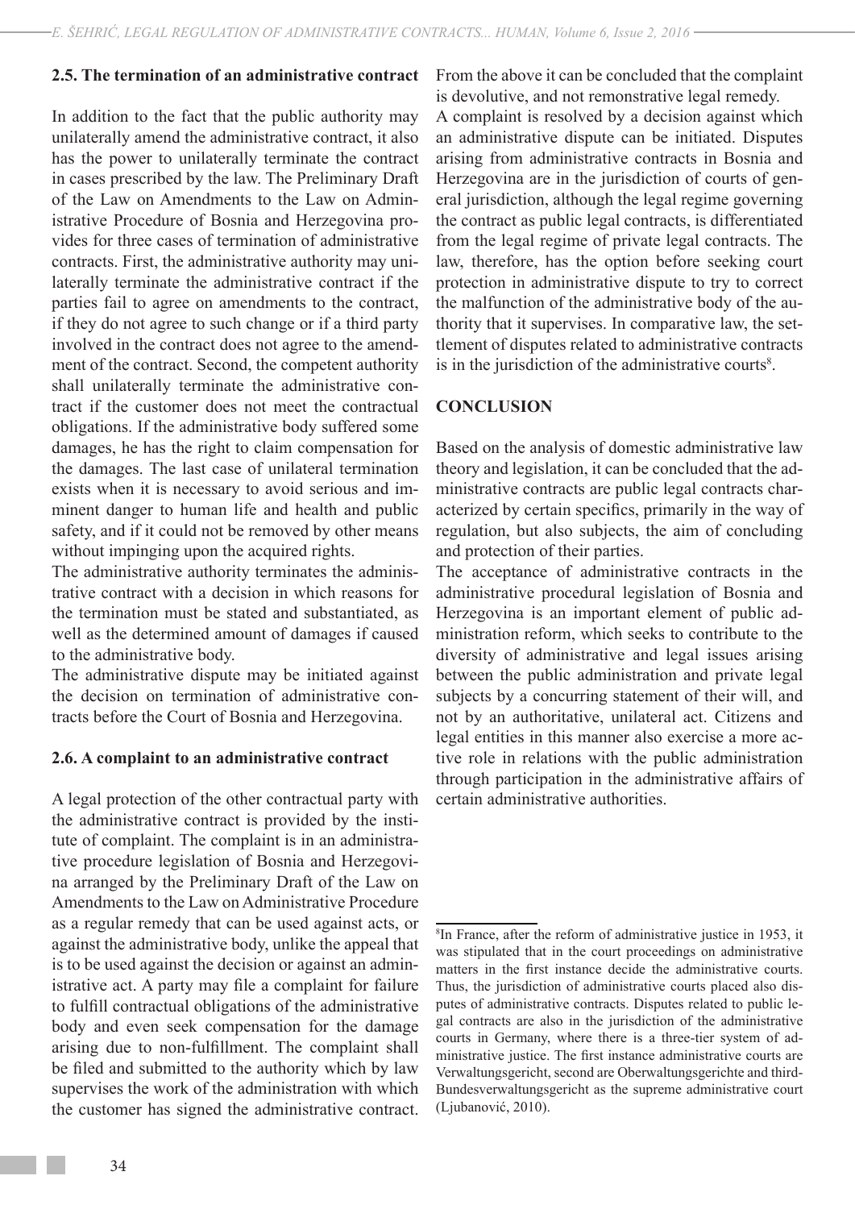### 2.5. The termination of an administrative contract

In addition to the fact that the public authority may unilaterally amend the administrative contract, it also has the power to unilaterally terminate the contract in cases prescribed by the law. The Preliminary Draft of the Law on Amendments to the Law on Administrative Procedure of Bosnia and Herzegovina provides for three cases of termination of administrative contracts. First, the administrative authority may unilaterally terminate the administrative contract if the parties fail to agree on amendments to the contract, if they do not agree to such change or if a third party involved in the contract does not agree to the amendment of the contract. Second, the competent authority shall unilaterally terminate the administrative contract if the customer does not meet the contractual obligations. If the administrative body suffered some damages, he has the right to claim compensation for the damages. The last case of unilateral termination exists when it is necessary to avoid serious and imminent danger to human life and health and public safety, and if it could not be removed by other means without impinging upon the acquired rights.

The administrative authority terminates the administrative contract with a decision in which reasons for the termination must be stated and substantiated, as well as the determined amount of damages if caused to the administrative body.

The administrative dispute may be initiated against the decision on termination of administrative contracts before the Court of Bosnia and Herzegovina.

### 2.6. A complaint to an administrative contract

A legal protection of the other contractual party with the administrative contract is provided by the institute of complaint. The complaint is in an administrative procedure legislation of Bosnia and Herzegovina arranged by the Preliminary Draft of the Law on Amendments to the Law on Administrative Procedure as a regular remedy that can be used against acts, or against the administrative body, unlike the appeal that is to be used against the decision or against an administrative act. A party may file a complaint for failure to fulfill contractual obligations of the administrative body and even seek compensation for the damage arising due to non-fulfillment. The complaint shall be filed and submitted to the authority which by law supervises the work of the administration with which the customer has signed the administrative contract. From the above it can be concluded that the complaint is devolutive, and not remonstrative legal remedy.

A complaint is resolved by a decision against which an administrative dispute can be initiated. Disputes arising from administrative contracts in Bosnia and Herzegovina are in the jurisdiction of courts of general jurisdiction, although the legal regime governing the contract as public legal contracts, is differentiated from the legal regime of private legal contracts. The law, therefore, has the option before seeking court protection in administrative dispute to try to correct the malfunction of the administrative body of the authority that it supervises. In comparative law, the settlement of disputes related to administrative contracts is in the jurisdiction of the administrative courts[8].

## CONCLUSION

Based on the analysis of domestic administrative law theory and legislation, it can be concluded that the administrative contracts are public legal contracts characterized by certain specifics, primarily in the way of regulation, but also subjects, the aim of concluding and protection of their parties.

The acceptance of administrative contracts in the administrative procedural legislation of Bosnia and Herzegovina is an important element of public administration reform, which seeks to contribute to the diversity of administrative and legal issues arising between the public administration and private legal subjects by a concurring statement of their will, and not by an authoritative, unilateral act. Citizens and legal entities in this manner also exercise a more active role in relations with the public administration through participation in the administrative affairs of certain administrative authorities.

---

[8] In France, after the reform of administrative justice in 1953, it was stipulated that in the court proceedings on administrative matters in the first instance decide the administrative courts. Thus, the jurisdiction of administrative courts placed also disputes of administrative contracts. Disputes related to public legal contracts are also in the jurisdiction of the administrative courts in Germany, where there is a three-tier system of administrative justice. The first instance administrative courts are Verwaltungsgericht, second are Oberwaltungsgerichte and third-Bundesverwaltungsgericht as the supreme administrative court (Ljubanović, 2010).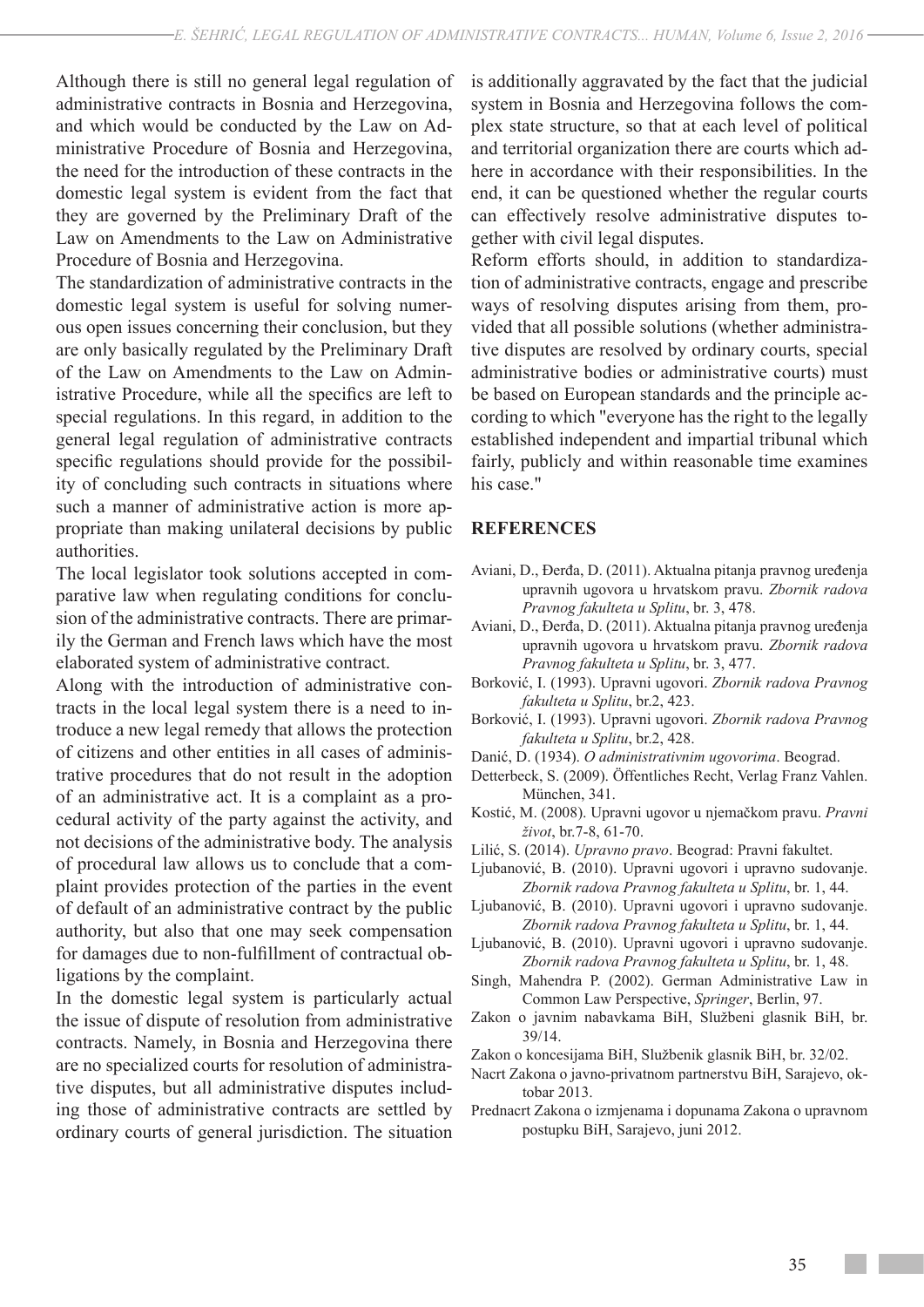Although there is still no general legal regulation of administrative contracts in Bosnia and Herzegovina, and which would be conducted by the Law on Administrative Procedure of Bosnia and Herzegovina, the need for the introduction of these contracts in the domestic legal system is evident from the fact that they are governed by the Preliminary Draft of the Law on Amendments to the Law on Administrative Procedure of Bosnia and Herzegovina.

The standardization of administrative contracts in the domestic legal system is useful for solving numerous open issues concerning their conclusion, but they are only basically regulated by the Preliminary Draft of the Law on Amendments to the Law on Administrative Procedure, while all the specifics are left to special regulations. In this regard, in addition to the general legal regulation of administrative contracts specific regulations should provide for the possibility of concluding such contracts in situations where such a manner of administrative action is more appropriate than making unilateral decisions by public authorities.

The local legislator took solutions accepted in comparative law when regulating conditions for conclusion of the administrative contracts. There are primarily the German and French laws which have the most elaborated system of administrative contract.

Along with the introduction of administrative contracts in the local legal system there is a need to introduce a new legal remedy that allows the protection of citizens and other entities in all cases of administrative procedures that do not result in the adoption of an administrative act. It is a complaint as a procedural activity of the party against the activity, and not decisions of the administrative body. The analysis of procedural law allows us to conclude that a complaint provides protection of the parties in the event of default of an administrative contract by the public authority, but also that one may seek compensation for damages due to non-fulfillment of contractual obligations by the complaint.

In the domestic legal system is particularly actual the issue of dispute of resolution from administrative contracts. Namely, in Bosnia and Herzegovina there are no specialized courts for resolution of administrative disputes, but all administrative disputes including those of administrative contracts are settled by ordinary courts of general jurisdiction. The situation is additionally aggravated by the fact that the judicial system in Bosnia and Herzegovina follows the complex state structure, so that at each level of political and territorial organization there are courts which adhere in accordance with their responsibilities. In the end, it can be questioned whether the regular courts can effectively resolve administrative disputes together with civil legal disputes.

Reform efforts should, in addition to standardization of administrative contracts, engage and prescribe ways of resolving disputes arising from them, provided that all possible solutions (whether administrative disputes are resolved by ordinary courts, special administrative bodies or administrative courts) must be based on European standards and the principle according to which "everyone has the right to the legally established independent and impartial tribunal which fairly, publicly and within reasonable time examines his case."

## REFERENCES

Aviani, D., Đerđa, D. (2011). Aktualna pitanja pravnog uređenja upravnih ugovora u hrvatskom pravu. *Zbornik radova Pravnog fakulteta u Splitu*, br. 3, 478.

Aviani, D., Đerđa, D. (2011). Aktualna pitanja pravnog uređenja upravnih ugovora u hrvatskom pravu. *Zbornik radova Pravnog fakulteta u Splitu*, br. 3, 477.

Borković, I. (1993). Upravni ugovori. *Zbornik radova Pravnog fakulteta u Splitu*, br.2, 423.

Borković, I. (1993). Upravni ugovori. *Zbornik radova Pravnog fakulteta u Splitu*, br.2, 428.

Danić, D. (1934). *O administrativnim ugovorima*. Beograd.

Detterbeck, S. (2009). Öffentliches Recht, Verlag Franz Vahlen. München, 341.

Kostić, M. (2008). Upravni ugovor u njemačkom pravu. *Pravni život*, br.7-8, 61-70.

Lilić, S. (2014). *Upravno pravo*. Beograd: Pravni fakultet.

Ljubanović, B. (2010). Upravni ugovori i upravno sudovanje. *Zbornik radova Pravnog fakulteta u Splitu*, br. 1, 44.

Ljubanović, B. (2010). Upravni ugovori i upravno sudovanje. *Zbornik radova Pravnog fakulteta u Splitu*, br. 1, 44.

Ljubanović, B. (2010). Upravni ugovori i upravno sudovanje. *Zbornik radova Pravnog fakulteta u Splitu*, br. 1, 48.

Singh, Mahendra P. (2002). German Administrative Law in Common Law Perspective, *Springer*, Berlin, 97.

Zakon o javnim nabavkama BiH, Službeni glasnik BiH, br. 39/14.

Zakon o koncesijama BiH, Službenik glasnik BiH, br. 32/02.

Nacrt Zakona o javno-privatnom partnerstvu BiH, Sarajevo, oktobar 2013.

Prednacrt Zakona o izmjenama i dopunama Zakona o upravnom postupku BiH, Sarajevo, juni 2012.